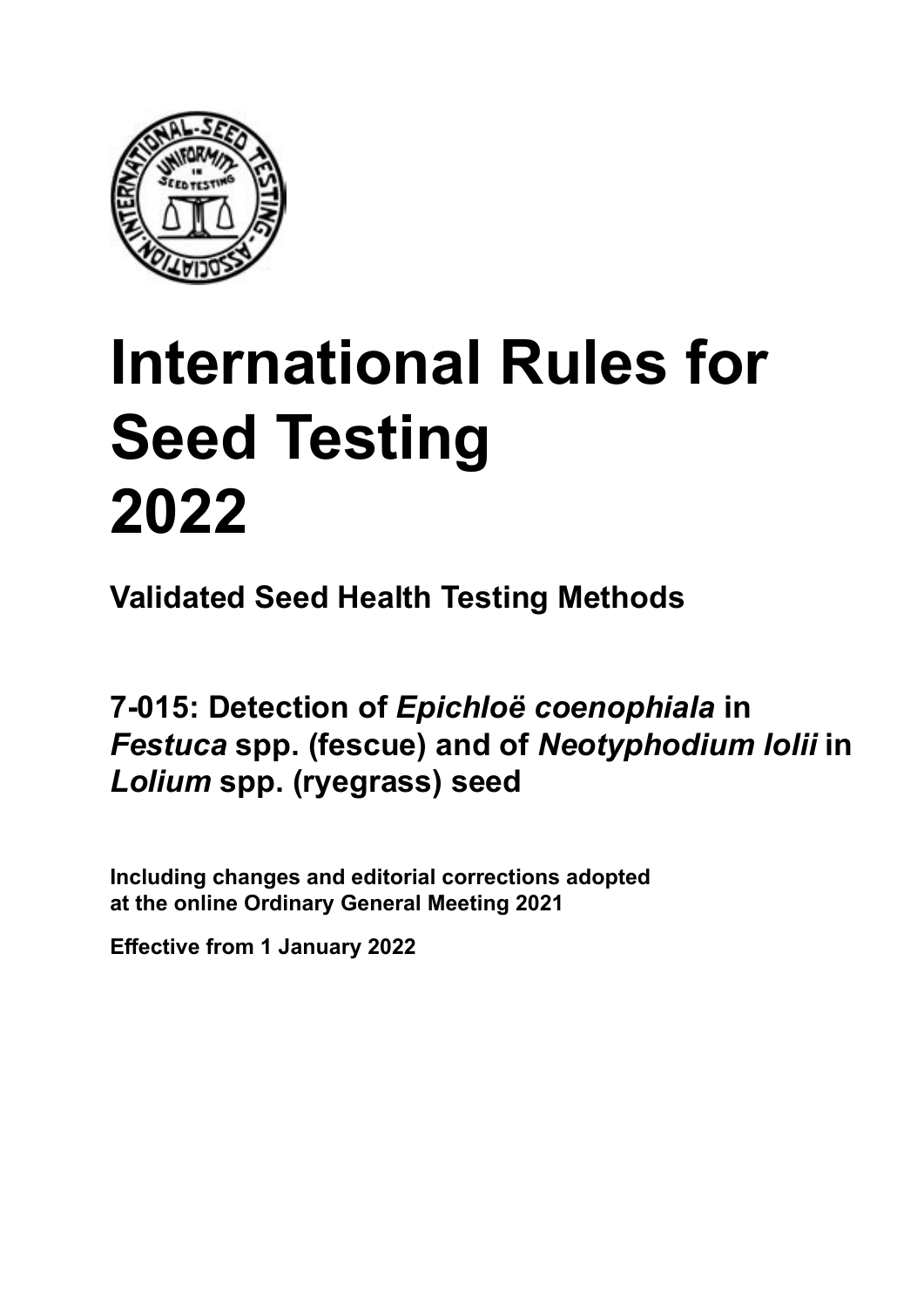# International Rules for Seed Testing 2022

**Validated Seed Health Testing Methods**

## 7-015: Detection of *Epichloë coenophiala* in *Festuca* spp. (fescue) and of *Neotyphodium lolii* in *Lolium* spp. (ryegrass) seed

**Including changes and editorial corrections adopted at the online Ordinary General Meeting 2021**

**Effective from 1 January 2022**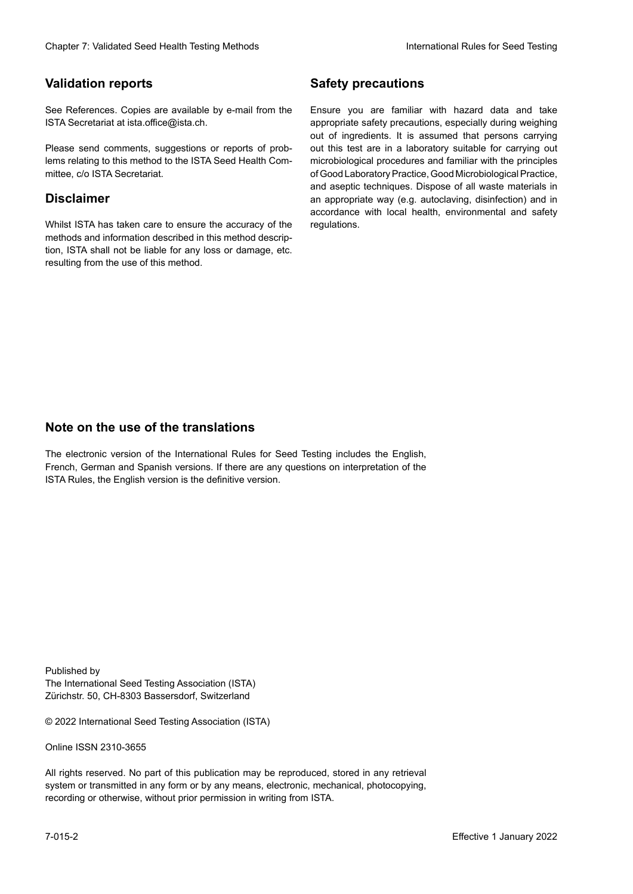## Validation reports

See References. Copies are available by e-mail from the ISTA Secretariat at ista.office@ista.ch.

Please send comments, suggestions or reports of problems relating to this method to the ISTA Seed Health Committee, c/o ISTA Secretariat.

## Disclaimer

Whilst ISTA has taken care to ensure the accuracy of the methods and information described in this method description, ISTA shall not be liable for any loss or damage, etc. resulting from the use of this method.

## Safety precautions

Ensure you are familiar with hazard data and take appropriate safety precautions, especially during weighing out of ingredients. It is assumed that persons carrying out this test are in a laboratory suitable for carrying out microbiological procedures and familiar with the principles of Good Laboratory Practice, Good Microbiological Practice, and aseptic techniques. Dispose of all waste materials in an appropriate way (e.g. autoclaving, disinfection) and in accordance with local health, environmental and safety regulations.

## Note on the use of the translations

The electronic version of the International Rules for Seed Testing includes the English, French, German and Spanish versions. If there are any questions on interpretation of the ISTA Rules, the English version is the definitive version.

Published by
The International Seed Testing Association (ISTA)
Zürichstr. 50, CH-8303 Bassersdorf, Switzerland

© 2022 International Seed Testing Association (ISTA)

Online ISSN 2310-3655

All rights reserved. No part of this publication may be reproduced, stored in any retrieval system or transmitted in any form or by any means, electronic, mechanical, photocopying, recording or otherwise, without prior permission in writing from ISTA.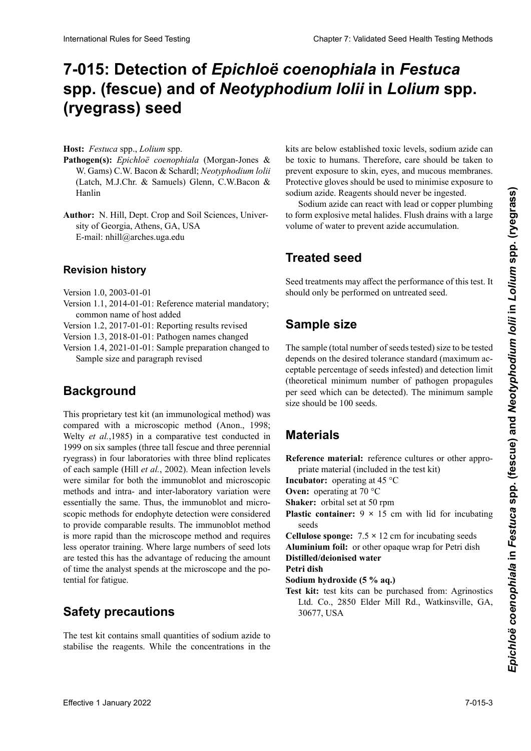# 7-015: Detection of *Epichloë coenophiala* in *Festuca* spp. (fescue) and of *Neotyphodium lolii* in *Lolium* spp. (ryegrass) seed

**Host:** *Festuca* spp., *Lolium* spp.

**Pathogen(s):** *Epichloë coenophiala* (Morgan-Jones & W. Gams) C.W. Bacon & Schardl; *Neotyphodium lolii* (Latch, M.J.Chr. & Samuels) Glenn, C.W.Bacon & Hanlin

**Author:** N. Hill, Dept. Crop and Soil Sciences, University of Georgia, Athens, GA, USA
E-mail: nhill@arches.uga.edu

## Revision history

Version 1.0, 2003-01-01
Version 1.1, 2014-01-01: Reference material mandatory; common name of host added
Version 1.2, 2017-01-01: Reporting results revised
Version 1.3, 2018-01-01: Pathogen names changed
Version 1.4, 2021-01-01: Sample preparation changed to Sample size and paragraph revised

## Background

This proprietary test kit (an immunological method) was compared with a microscopic method (Anon., 1998; Welty *et al.*,1985) in a comparative test conducted in 1999 on six samples (three tall fescue and three perennial ryegrass) in four laboratories with three blind replicates of each sample (Hill *et al.*, 2002). Mean infection levels were similar for both the immunoblot and microscopic methods and intra- and inter-laboratory variation were essentially the same. Thus, the immunoblot and microscopic methods for endophyte detection were considered to provide comparable results. The immunoblot method is more rapid than the microscope method and requires less operator training. Where large numbers of seed lots are tested this has the advantage of reducing the amount of time the analyst spends at the microscope and the potential for fatigue.

## Safety precautions

The test kit contains small quantities of sodium azide to stabilise the reagents. While the concentrations in the kits are below established toxic levels, sodium azide can be toxic to humans. Therefore, care should be taken to prevent exposure to skin, eyes, and mucous membranes. Protective gloves should be used to minimise exposure to sodium azide. Reagents should never be ingested.

Sodium azide can react with lead or copper plumbing to form explosive metal halides. Flush drains with a large volume of water to prevent azide accumulation.

## Treated seed

Seed treatments may affect the performance of this test. It should only be performed on untreated seed.

## Sample size

The sample (total number of seeds tested) size to be tested depends on the desired tolerance standard (maximum acceptable percentage of seeds infested) and detection limit (theoretical minimum number of pathogen propagules per seed which can be detected). The minimum sample size should be 100 seeds.

## Materials

**Reference material:** reference cultures or other appropriate material (included in the test kit)
**Incubator:** operating at 45 °C
**Oven:** operating at 70 °C
**Shaker:** orbital set at 50 rpm
**Plastic container:** 9 × 15 cm with lid for incubating seeds
**Cellulose sponge:** 7.5 × 12 cm for incubating seeds
**Aluminium foil:** or other opaque wrap for Petri dish
**Distilled/deionised water**
**Petri dish**
**Sodium hydroxide (5 % aq.)**
**Test kit:** test kits can be purchased from: Agrinostics Ltd. Co., 2850 Elder Mill Rd., Watkinsville, GA, 30677, USA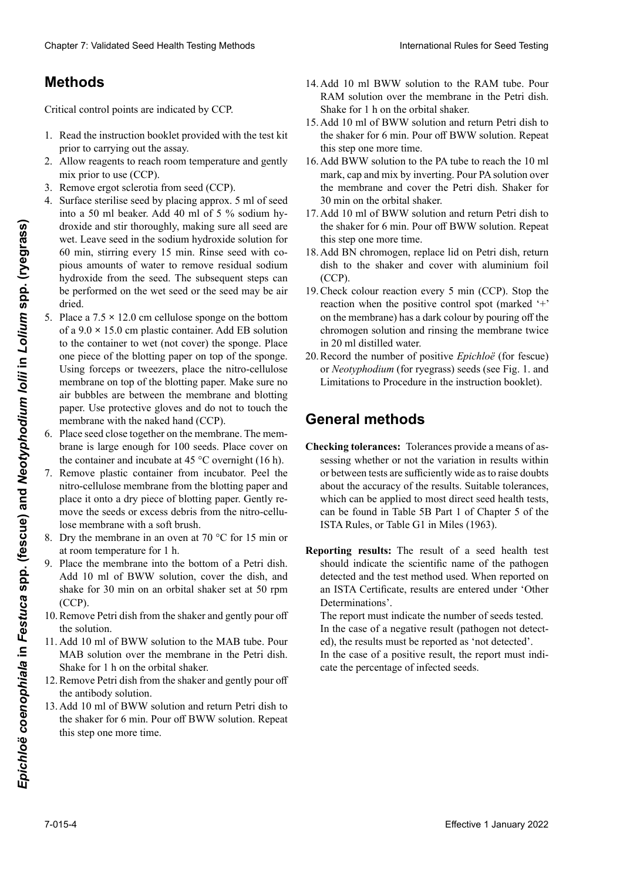## Methods

Critical control points are indicated by CCP.

1. Read the instruction booklet provided with the test kit prior to carrying out the assay.
2. Allow reagents to reach room temperature and gently mix prior to use (CCP).
3. Remove ergot sclerotia from seed (CCP).
4. Surface sterilise seed by placing approx. 5 ml of seed into a 50 ml beaker. Add 40 ml of 5 % sodium hydroxide and stir thoroughly, making sure all seed are wet. Leave seed in the sodium hydroxide solution for 60 min, stirring every 15 min. Rinse seed with copious amounts of water to remove residual sodium hydroxide from the seed. The subsequent steps can be performed on the wet seed or the seed may be air dried.
5. Place a 7.5 × 12.0 cm cellulose sponge on the bottom of a 9.0 × 15.0 cm plastic container. Add EB solution to the container to wet (not cover) the sponge. Place one piece of the blotting paper on top of the sponge. Using forceps or tweezers, place the nitro-cellulose membrane on top of the blotting paper. Make sure no air bubbles are between the membrane and blotting paper. Use protective gloves and do not to touch the membrane with the naked hand (CCP).
6. Place seed close together on the membrane. The membrane is large enough for 100 seeds. Place cover on the container and incubate at 45 °C overnight (16 h).
7. Remove plastic container from incubator. Peel the nitro-cellulose membrane from the blotting paper and place it onto a dry piece of blotting paper. Gently remove the seeds or excess debris from the nitro-cellulose membrane with a soft brush.
8. Dry the membrane in an oven at 70 °C for 15 min or at room temperature for 1 h.
9. Place the membrane into the bottom of a Petri dish. Add 10 ml of BWW solution, cover the dish, and shake for 30 min on an orbital shaker set at 50 rpm (CCP).
10. Remove Petri dish from the shaker and gently pour off the solution.
11. Add 10 ml of BWW solution to the MAB tube. Pour MAB solution over the membrane in the Petri dish. Shake for 1 h on the orbital shaker.
12. Remove Petri dish from the shaker and gently pour off the antibody solution.
13. Add 10 ml of BWW solution and return Petri dish to the shaker for 6 min. Pour off BWW solution. Repeat this step one more time.
14. Add 10 ml BWW solution to the RAM tube. Pour RAM solution over the membrane in the Petri dish. Shake for 1 h on the orbital shaker.
15. Add 10 ml of BWW solution and return Petri dish to the shaker for 6 min. Pour off BWW solution. Repeat this step one more time.
16. Add BWW solution to the PA tube to reach the 10 ml mark, cap and mix by inverting. Pour PA solution over the membrane and cover the Petri dish. Shaker for 30 min on the orbital shaker.
17. Add 10 ml of BWW solution and return Petri dish to the shaker for 6 min. Pour off BWW solution. Repeat this step one more time.
18. Add BN chromogen, replace lid on Petri dish, return dish to the shaker and cover with aluminium foil (CCP).
19. Check colour reaction every 5 min (CCP). Stop the reaction when the positive control spot (marked '+' on the membrane) has a dark colour by pouring off the chromogen solution and rinsing the membrane twice in 20 ml distilled water.
20. Record the number of positive *Epichloë* (for fescue) or *Neotyphodium* (for ryegrass) seeds (see Fig. 1. and Limitations to Procedure in the instruction booklet).

## General methods

**Checking tolerances:** Tolerances provide a means of assessing whether or not the variation in results within or between tests are sufficiently wide as to raise doubts about the accuracy of the results. Suitable tolerances, which can be applied to most direct seed health tests, can be found in Table 5B Part 1 of Chapter 5 of the ISTA Rules, or Table G1 in Miles (1963).

**Reporting results:** The result of a seed health test should indicate the scientific name of the pathogen detected and the test method used. When reported on an ISTA Certificate, results are entered under 'Other Determinations'.

The report must indicate the number of seeds tested.

In the case of a negative result (pathogen not detected), the results must be reported as 'not detected'.

In the case of a positive result, the report must indicate the percentage of infected seeds.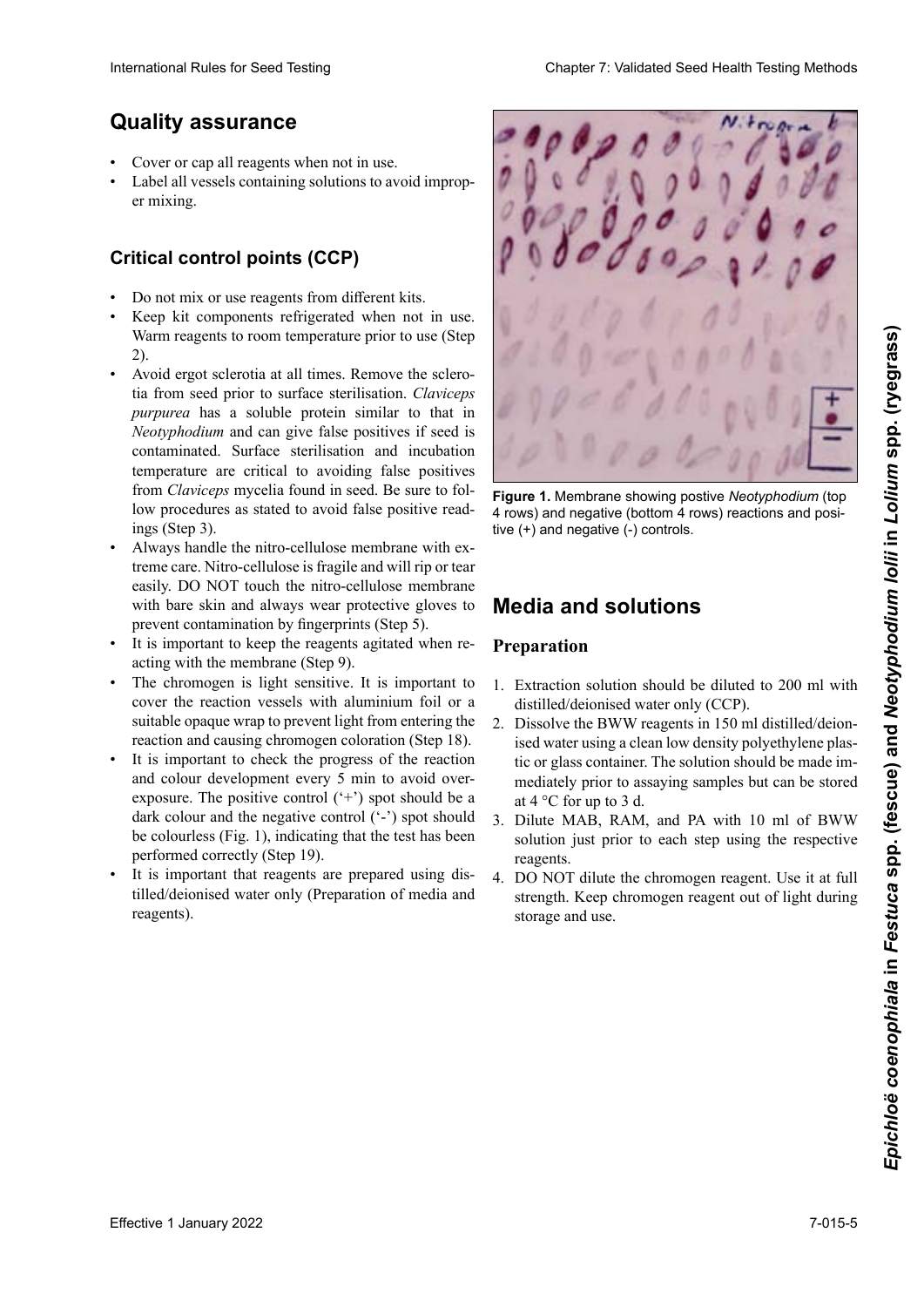## Quality assurance

- Cover or cap all reagents when not in use.
- Label all vessels containing solutions to avoid improper mixing.

### Critical control points (CCP)

- Do not mix or use reagents from different kits.
- Keep kit components refrigerated when not in use. Warm reagents to room temperature prior to use (Step 2).
- Avoid ergot sclerotia at all times. Remove the sclerotia from seed prior to surface sterilisation. *Claviceps purpurea* has a soluble protein similar to that in *Neotyphodium* and can give false positives if seed is contaminated. Surface sterilisation and incubation temperature are critical to avoiding false positives from *Claviceps* mycelia found in seed. Be sure to follow procedures as stated to avoid false positive readings (Step 3).
- Always handle the nitro-cellulose membrane with extreme care. Nitro-cellulose is fragile and will rip or tear easily. DO NOT touch the nitro-cellulose membrane with bare skin and always wear protective gloves to prevent contamination by fingerprints (Step 5).
- It is important to keep the reagents agitated when reacting with the membrane (Step 9).
- The chromogen is light sensitive. It is important to cover the reaction vessels with aluminium foil or a suitable opaque wrap to prevent light from entering the reaction and causing chromogen coloration (Step 18).
- It is important to check the progress of the reaction and colour development every 5 min to avoid overexposure. The positive control ('+') spot should be a dark colour and the negative control ('-') spot should be colourless (Fig. 1), indicating that the test has been performed correctly (Step 19).
- It is important that reagents are prepared using distilled/deionised water only (Preparation of media and reagents).

**Figure 1.** Membrane showing postive *Neotyphodium* (top 4 rows) and negative (bottom 4 rows) reactions and positive (+) and negative (-) controls.

## Media and solutions

### Preparation

1. Extraction solution should be diluted to 200 ml with distilled/deionised water only (CCP).
2. Dissolve the BWW reagents in 150 ml distilled/deionised water using a clean low density polyethylene plastic or glass container. The solution should be made immediately prior to assaying samples but can be stored at 4 °C for up to 3 d.
3. Dilute MAB, RAM, and PA with 10 ml of BWW solution just prior to each step using the respective reagents.
4. DO NOT dilute the chromogen reagent. Use it at full strength. Keep chromogen reagent out of light during storage and use.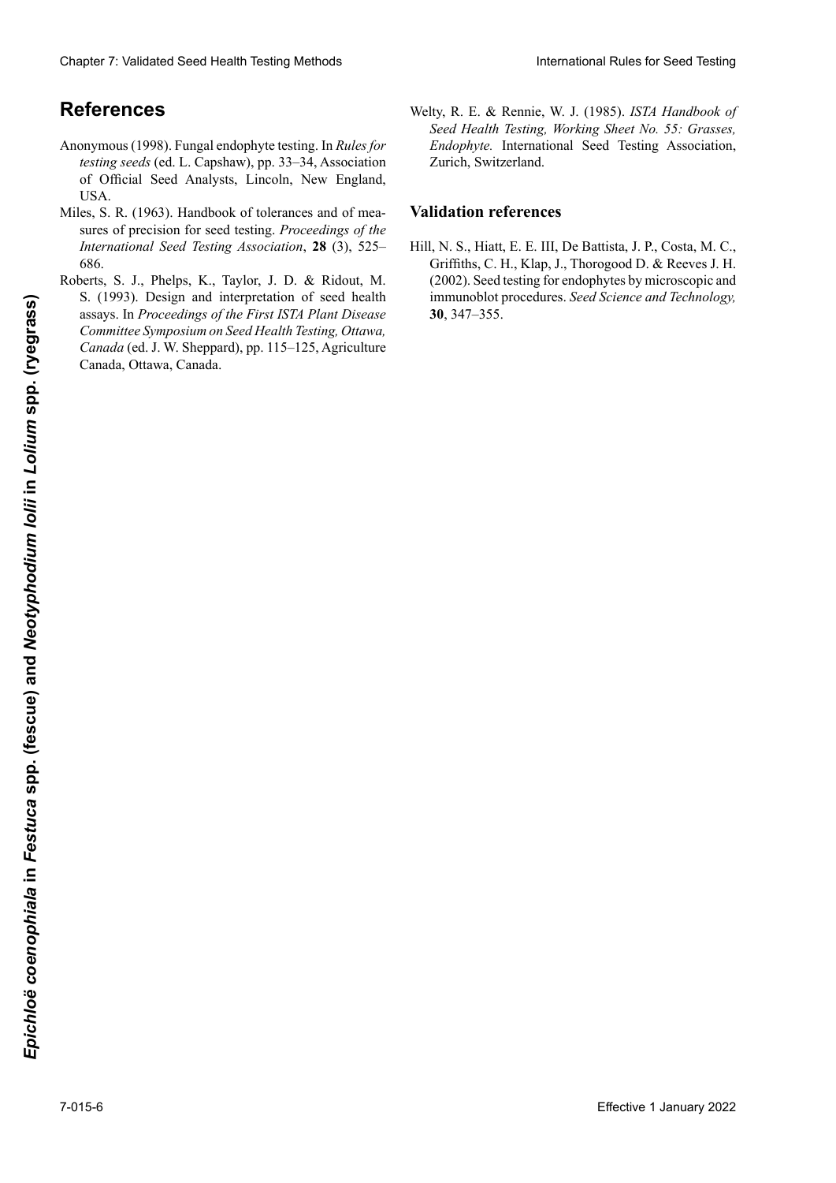# References

Anonymous (1998). Fungal endophyte testing. In *Rules for testing seeds* (ed. L. Capshaw), pp. 33–34, Association of Official Seed Analysts, Lincoln, New England, USA.

Miles, S. R. (1963). Handbook of tolerances and of measures of precision for seed testing. *Proceedings of the International Seed Testing Association*, **28** (3), 525–686.

Roberts, S. J., Phelps, K., Taylor, J. D. & Ridout, M. S. (1993). Design and interpretation of seed health assays. In *Proceedings of the First ISTA Plant Disease Committee Symposium on Seed Health Testing, Ottawa, Canada* (ed. J. W. Sheppard), pp. 115–125, Agriculture Canada, Ottawa, Canada.

Welty, R. E. & Rennie, W. J. (1985). *ISTA Handbook of Seed Health Testing, Working Sheet No. 55: Grasses, Endophyte.* International Seed Testing Association, Zurich, Switzerland.

## Validation references

Hill, N. S., Hiatt, E. E. III, De Battista, J. P., Costa, M. C., Griffiths, C. H., Klap, J., Thorogood D. & Reeves J. H. (2002). Seed testing for endophytes by microscopic and immunoblot procedures. *Seed Science and Technology,* **30**, 347–355.